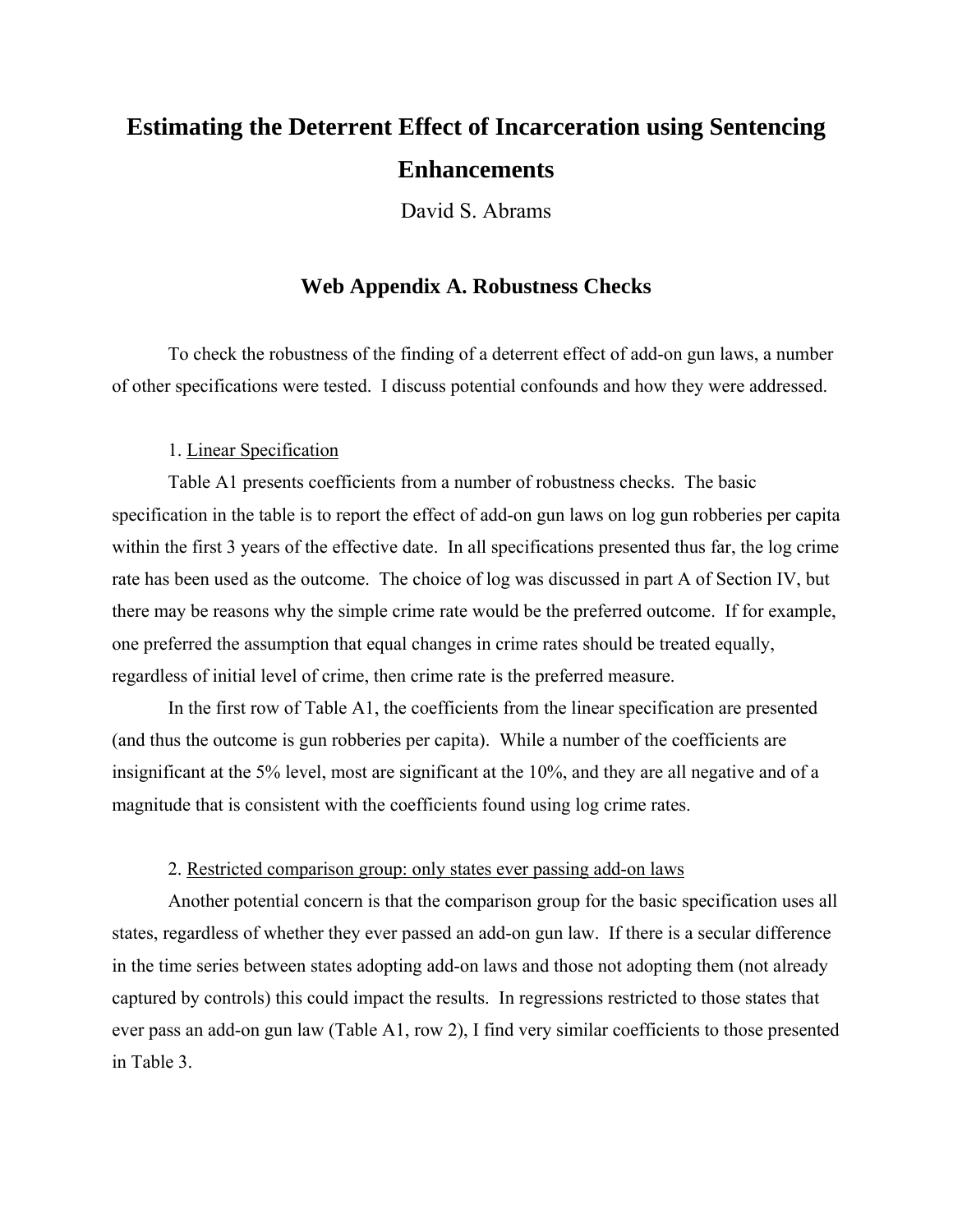# Estimating the Deterrent Effect of Incarceration using Sentencing Enhancements

David S. Abrams

## Web Appendix A. Robustness Checks

To check the robustness of the finding of a deterrent effect of add-on gun laws, a number of other specifications were tested. I discuss potential confounds and how they were addressed.

1. Linear Specification

Table A1 presents coefficients from a number of robustness checks. The basic specification in the table is to report the effect of add-on gun laws on log gun robberies per capita within the first 3 years of the effective date. In all specifications presented thus far, the log crime rate has been used as the outcome. The choice of log was discussed in part A of Section IV, but there may be reasons why the simple crime rate would be the preferred outcome. If for example, one preferred the assumption that equal changes in crime rates should be treated equally, regardless of initial level of crime, then crime rate is the preferred measure.

In the first row of Table A1, the coefficients from the linear specification are presented (and thus the outcome is gun robberies per capita). While a number of the coefficients are insignificant at the 5% level, most are significant at the 10%, and they are all negative and of a magnitude that is consistent with the coefficients found using log crime rates.

2. Restricted comparison group: only states ever passing add-on laws

Another potential concern is that the comparison group for the basic specification uses all states, regardless of whether they ever passed an add-on gun law. If there is a secular difference in the time series between states adopting add-on laws and those not adopting them (not already captured by controls) this could impact the results. In regressions restricted to those states that ever pass an add-on gun law (Table A1, row 2), I find very similar coefficients to those presented in Table 3.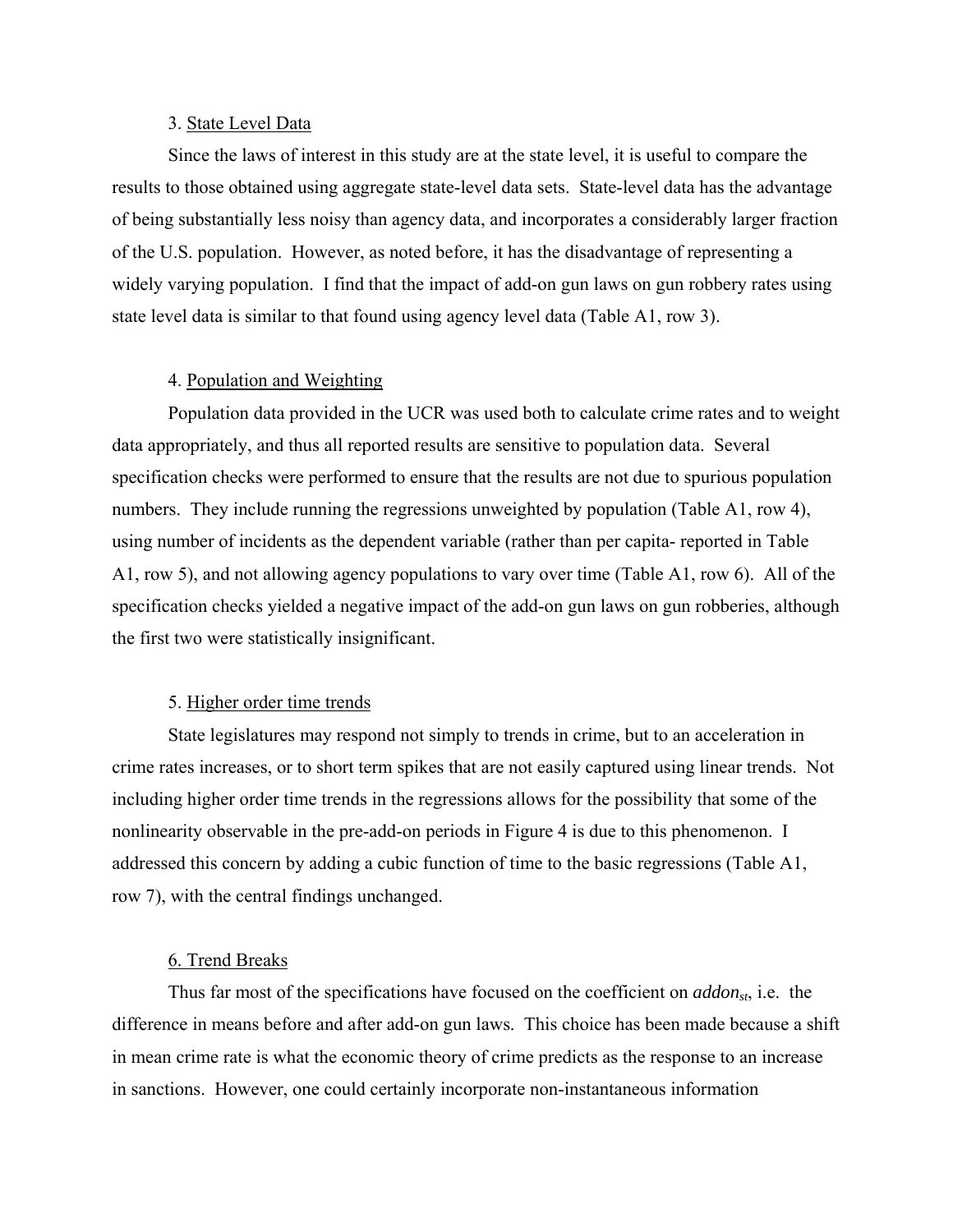3. State Level Data

Since the laws of interest in this study are at the state level, it is useful to compare the results to those obtained using aggregate state-level data sets. State-level data has the advantage of being substantially less noisy than agency data, and incorporates a considerably larger fraction of the U.S. population. However, as noted before, it has the disadvantage of representing a widely varying population. I find that the impact of add-on gun laws on gun robbery rates using state level data is similar to that found using agency level data (Table A1, row 3).

4. Population and Weighting

Population data provided in the UCR was used both to calculate crime rates and to weight data appropriately, and thus all reported results are sensitive to population data. Several specification checks were performed to ensure that the results are not due to spurious population numbers. They include running the regressions unweighted by population (Table A1, row 4), using number of incidents as the dependent variable (rather than per capita- reported in Table A1, row 5), and not allowing agency populations to vary over time (Table A1, row 6). All of the specification checks yielded a negative impact of the add-on gun laws on gun robberies, although the first two were statistically insignificant.

5. Higher order time trends

State legislatures may respond not simply to trends in crime, but to an acceleration in crime rates increases, or to short term spikes that are not easily captured using linear trends. Not including higher order time trends in the regressions allows for the possibility that some of the nonlinearity observable in the pre-add-on periods in Figure 4 is due to this phenomenon. I addressed this concern by adding a cubic function of time to the basic regressions (Table A1, row 7), with the central findings unchanged.

6. Trend Breaks

Thus far most of the specifications have focused on the coefficient on $addon_{st}$, i.e. the difference in means before and after add-on gun laws. This choice has been made because a shift in mean crime rate is what the economic theory of crime predicts as the response to an increase in sanctions. However, one could certainly incorporate non-instantaneous information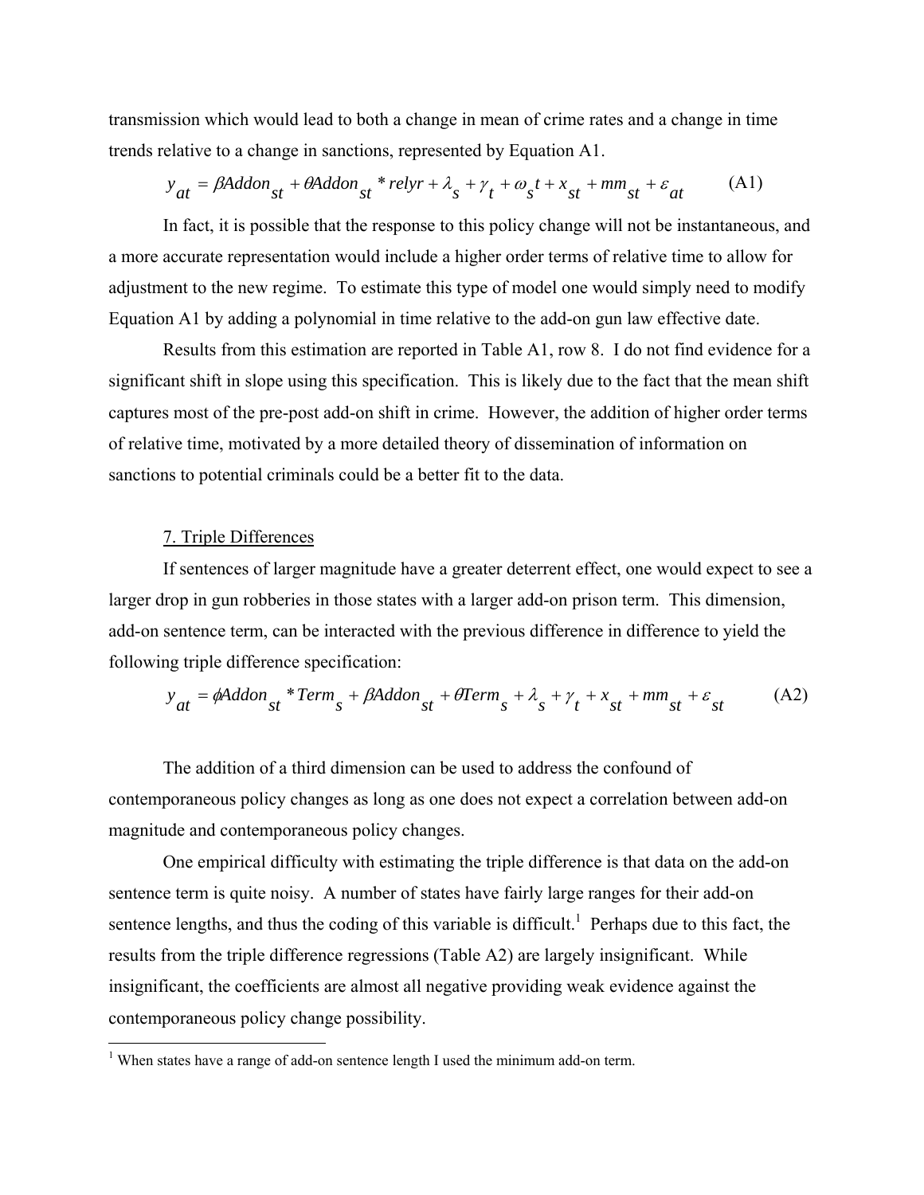transmission which would lead to both a change in mean of crime rates and a change in time trends relative to a change in sanctions, represented by Equation A1.

$$y_{at} = \beta Addon_{st} + \theta Addon_{st} * relyr + \lambda_s + \gamma_t + \omega_s t + x_{st} + mm_{st} + \varepsilon_{at} \qquad \text{(A1)}$$

In fact, it is possible that the response to this policy change will not be instantaneous, and a more accurate representation would include a higher order terms of relative time to allow for adjustment to the new regime. To estimate this type of model one would simply need to modify Equation A1 by adding a polynomial in time relative to the add-on gun law effective date.

Results from this estimation are reported in Table A1, row 8. I do not find evidence for a significant shift in slope using this specification. This is likely due to the fact that the mean shift captures most of the pre-post add-on shift in crime. However, the addition of higher order terms of relative time, motivated by a more detailed theory of dissemination of information on sanctions to potential criminals could be a better fit to the data.

7. Triple Differences

If sentences of larger magnitude have a greater deterrent effect, one would expect to see a larger drop in gun robberies in those states with a larger add-on prison term. This dimension, add-on sentence term, can be interacted with the previous difference in difference to yield the following triple difference specification:

$$y_{at} = \phi Addon_{st} * Term_s + \beta Addon_{st} + \theta Term_s + \lambda_s + \gamma_t + x_{st} + mm_{st} + \varepsilon_{st} \qquad \text{(A2)}$$

The addition of a third dimension can be used to address the confound of contemporaneous policy changes as long as one does not expect a correlation between add-on magnitude and contemporaneous policy changes.

One empirical difficulty with estimating the triple difference is that data on the add-on sentence term is quite noisy. A number of states have fairly large ranges for their add-on sentence lengths, and thus the coding of this variable is difficult.[1] Perhaps due to this fact, the results from the triple difference regressions (Table A2) are largely insignificant. While insignificant, the coefficients are almost all negative providing weak evidence against the contemporaneous policy change possibility.

[1] When states have a range of add-on sentence length I used the minimum add-on term.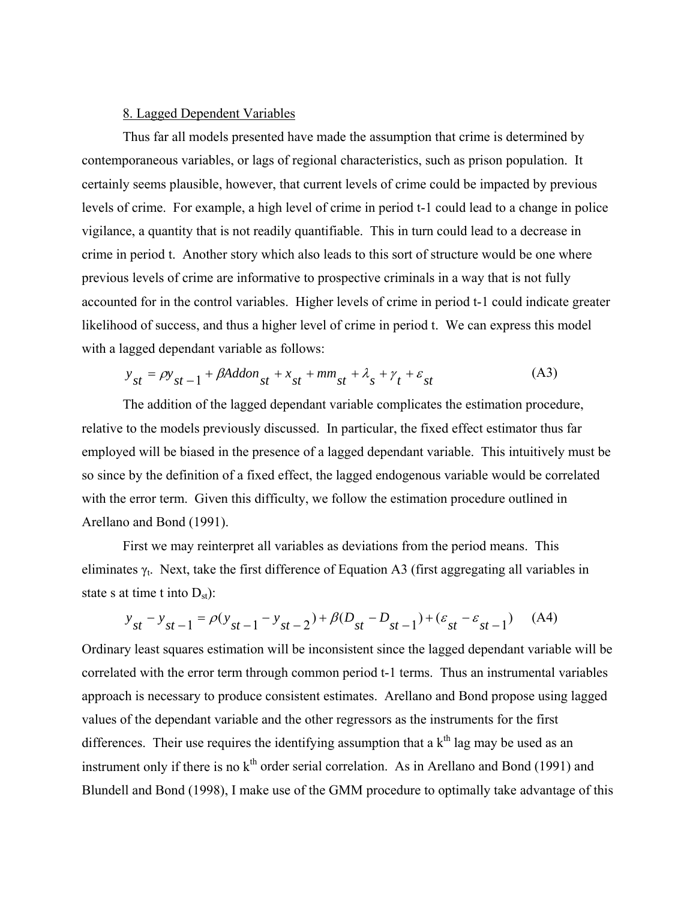## 8. Lagged Dependent Variables

Thus far all models presented have made the assumption that crime is determined by contemporaneous variables, or lags of regional characteristics, such as prison population. It certainly seems plausible, however, that current levels of crime could be impacted by previous levels of crime. For example, a high level of crime in period t-1 could lead to a change in police vigilance, a quantity that is not readily quantifiable. This in turn could lead to a decrease in crime in period t. Another story which also leads to this sort of structure would be one where previous levels of crime are informative to prospective criminals in a way that is not fully accounted for in the control variables. Higher levels of crime in period t-1 could indicate greater likelihood of success, and thus a higher level of crime in period t. We can express this model with a lagged dependant variable as follows:

$$y_{st} = \rho y_{st-1} + \beta Addon_{st} + x_{st} + mm_{st} + \lambda_s + \gamma_t + \varepsilon_{st} \qquad \text{(A3)}$$

The addition of the lagged dependant variable complicates the estimation procedure, relative to the models previously discussed. In particular, the fixed effect estimator thus far employed will be biased in the presence of a lagged dependant variable. This intuitively must be so since by the definition of a fixed effect, the lagged endogenous variable would be correlated with the error term. Given this difficulty, we follow the estimation procedure outlined in Arellano and Bond (1991).

First we may reinterpret all variables as deviations from the period means. This eliminates $\gamma_t$. Next, take the first difference of Equation A3 (first aggregating all variables in state s at time t into $D_{st}$):

$$y_{st} - y_{st-1} = \rho(y_{st-1} - y_{st-2}) + \beta(D_{st} - D_{st-1}) + (\varepsilon_{st} - \varepsilon_{st-1}) \qquad \text{(A4)}$$

Ordinary least squares estimation will be inconsistent since the lagged dependant variable will be correlated with the error term through common period t-1 terms. Thus an instrumental variables approach is necessary to produce consistent estimates. Arellano and Bond propose using lagged values of the dependant variable and the other regressors as the instruments for the first differences. Their use requires the identifying assumption that a $k^{th}$ lag may be used as an instrument only if there is no $k^{th}$ order serial correlation. As in Arellano and Bond (1991) and Blundell and Bond (1998), I make use of the GMM procedure to optimally take advantage of this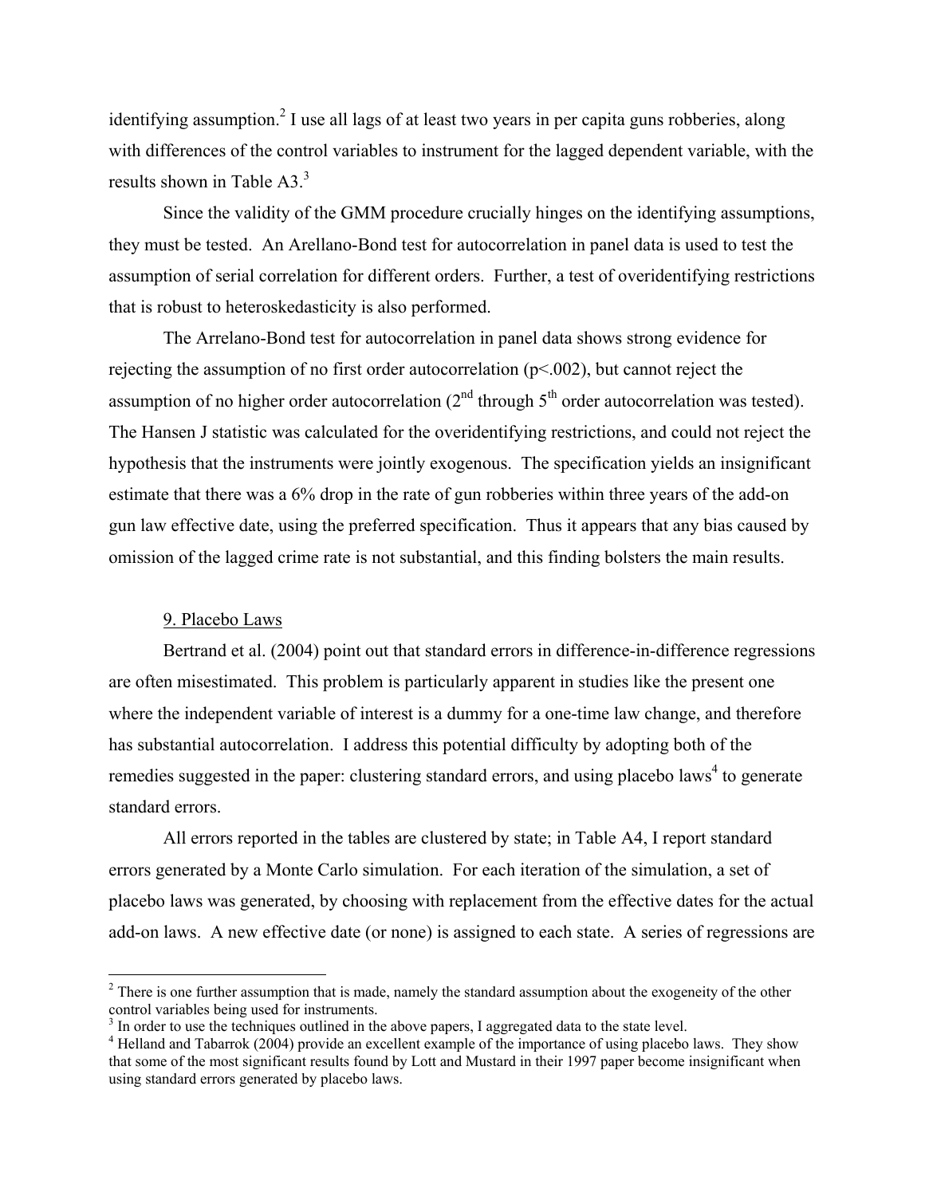identifying assumption.[2] I use all lags of at least two years in per capita guns robberies, along with differences of the control variables to instrument for the lagged dependent variable, with the results shown in Table A3.[3]

Since the validity of the GMM procedure crucially hinges on the identifying assumptions, they must be tested. An Arellano-Bond test for autocorrelation in panel data is used to test the assumption of serial correlation for different orders. Further, a test of overidentifying restrictions that is robust to heteroskedasticity is also performed.

The Arrelano-Bond test for autocorrelation in panel data shows strong evidence for rejecting the assumption of no first order autocorrelation ($p<.002$), but cannot reject the assumption of no higher order autocorrelation (2nd through 5th order autocorrelation was tested). The Hansen J statistic was calculated for the overidentifying restrictions, and could not reject the hypothesis that the instruments were jointly exogenous. The specification yields an insignificant estimate that there was a 6% drop in the rate of gun robberies within three years of the add-on gun law effective date, using the preferred specification. Thus it appears that any bias caused by omission of the lagged crime rate is not substantial, and this finding bolsters the main results.

## 9. Placebo Laws

Bertrand et al. (2004) point out that standard errors in difference-in-difference regressions are often misestimated. This problem is particularly apparent in studies like the present one where the independent variable of interest is a dummy for a one-time law change, and therefore has substantial autocorrelation. I address this potential difficulty by adopting both of the remedies suggested in the paper: clustering standard errors, and using placebo laws[4] to generate standard errors.

All errors reported in the tables are clustered by state; in Table A4, I report standard errors generated by a Monte Carlo simulation. For each iteration of the simulation, a set of placebo laws was generated, by choosing with replacement from the effective dates for the actual add-on laws. A new effective date (or none) is assigned to each state. A series of regressions are

---

[2] There is one further assumption that is made, namely the standard assumption about the exogeneity of the other control variables being used for instruments.

[3] In order to use the techniques outlined in the above papers, I aggregated data to the state level.

[4] Helland and Tabarrok (2004) provide an excellent example of the importance of using placebo laws. They show that some of the most significant results found by Lott and Mustard in their 1997 paper become insignificant when using standard errors generated by placebo laws.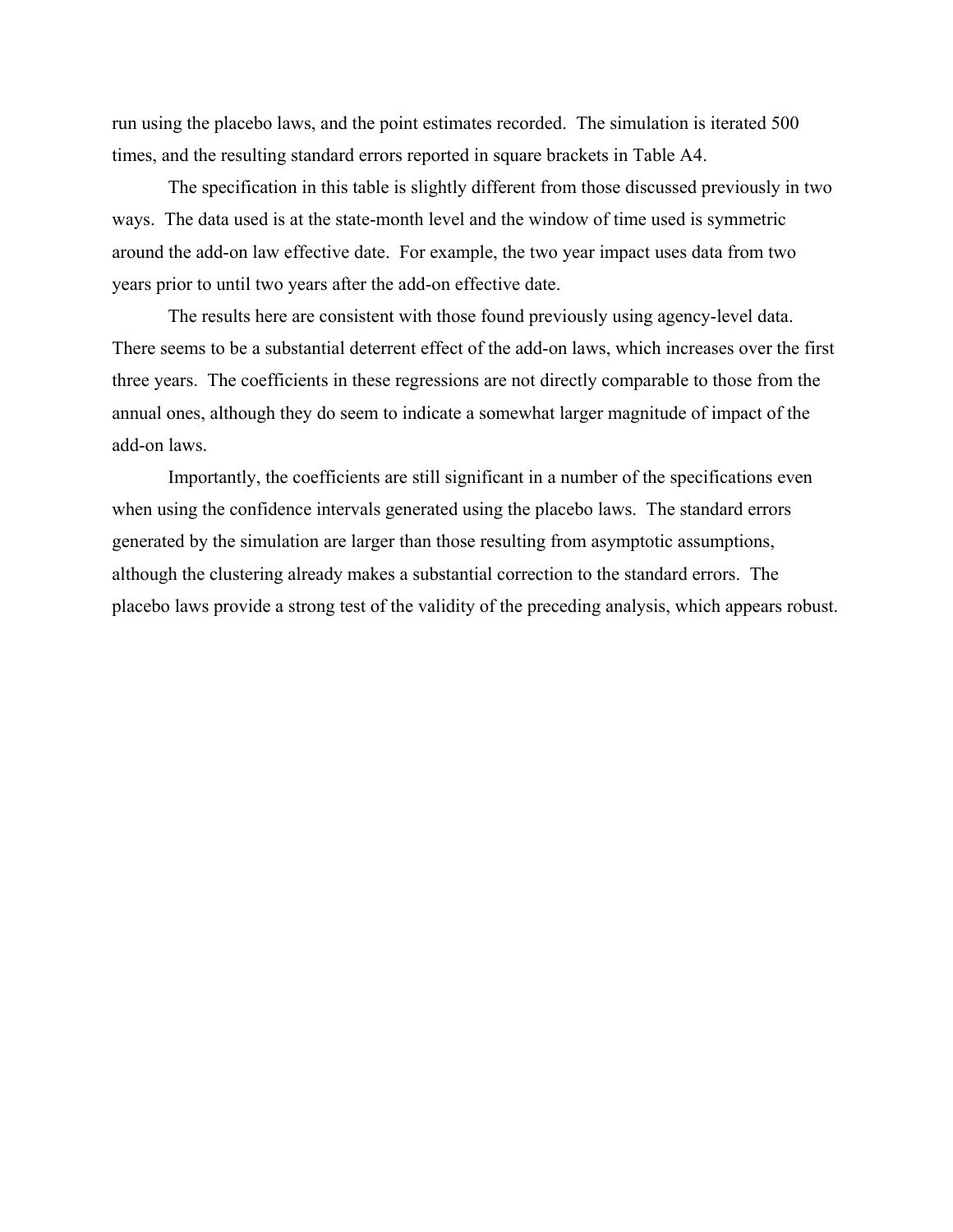run using the placebo laws, and the point estimates recorded. The simulation is iterated 500 times, and the resulting standard errors reported in square brackets in Table A4.

The specification in this table is slightly different from those discussed previously in two ways. The data used is at the state-month level and the window of time used is symmetric around the add-on law effective date. For example, the two year impact uses data from two years prior to until two years after the add-on effective date.

The results here are consistent with those found previously using agency-level data. There seems to be a substantial deterrent effect of the add-on laws, which increases over the first three years. The coefficients in these regressions are not directly comparable to those from the annual ones, although they do seem to indicate a somewhat larger magnitude of impact of the add-on laws.

Importantly, the coefficients are still significant in a number of the specifications even when using the confidence intervals generated using the placebo laws. The standard errors generated by the simulation are larger than those resulting from asymptotic assumptions, although the clustering already makes a substantial correction to the standard errors. The placebo laws provide a strong test of the validity of the preceding analysis, which appears robust.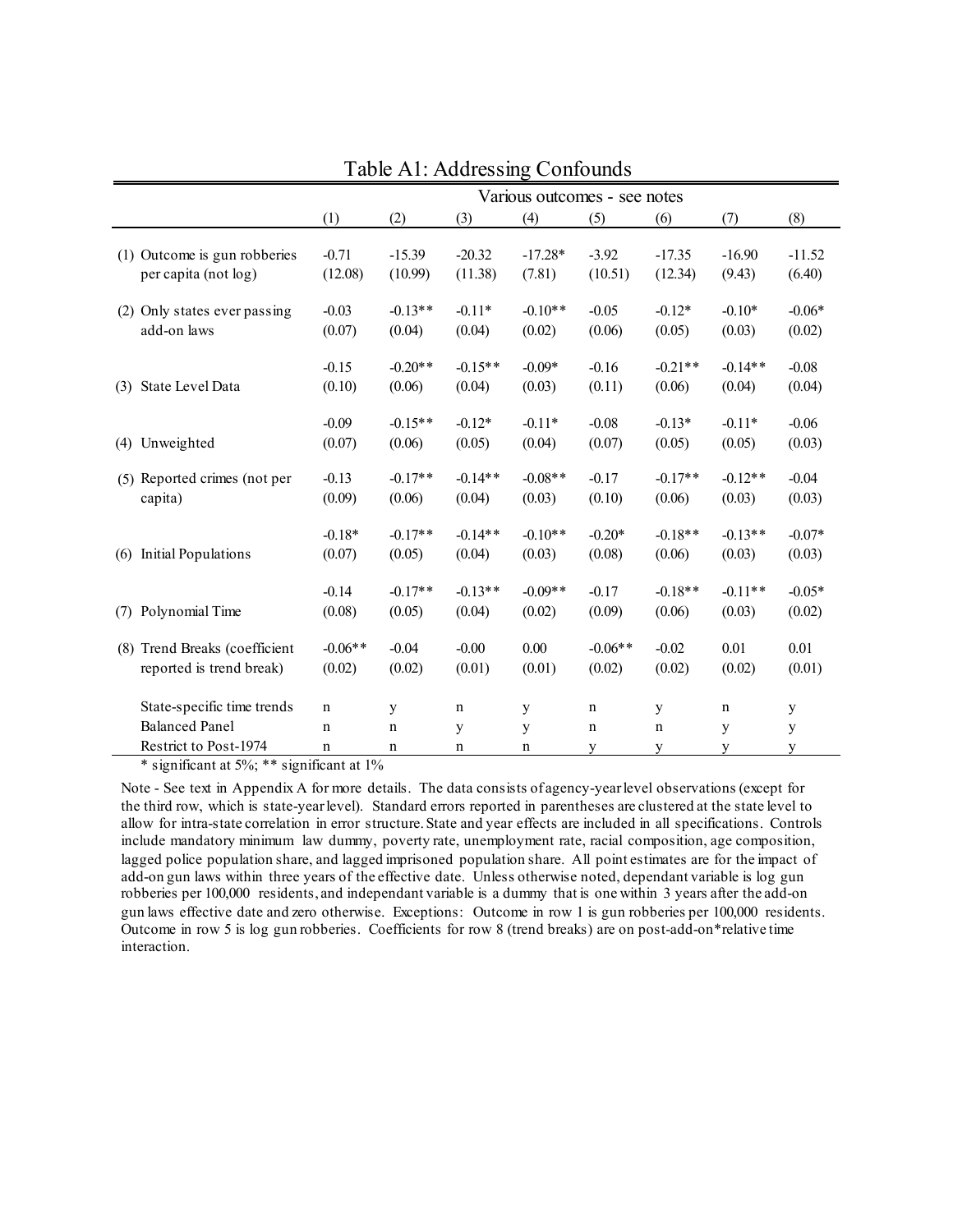# Table A1: Addressing Confounds

| | Various outcomes - see notes | | | | | | | |
|---|---|---|---|---|---|---|---|---|
| | (1) | (2) | (3) | (4) | (5) | (6) | (7) | (8) |
| (1) Outcome is gun robberies per capita (not log) | -0.71 | -15.39 | -20.32 | -17.28* | -3.92 | -17.35 | -16.90 | -11.52 |
| | (12.08) | (10.99) | (11.38) | (7.81) | (10.51) | (12.34) | (9.43) | (6.40) |
| (2) Only states ever passing add-on laws | -0.03 | -0.13** | -0.11* | -0.10** | -0.05 | -0.12* | -0.10* | -0.06* |
| | (0.07) | (0.04) | (0.04) | (0.02) | (0.06) | (0.05) | (0.03) | (0.02) |
| (3) State Level Data | -0.15 | -0.20** | -0.15** | -0.09* | -0.16 | -0.21** | -0.14** | -0.08 |
| | (0.10) | (0.06) | (0.04) | (0.03) | (0.11) | (0.06) | (0.04) | (0.04) |
| (4) Unweighted | -0.09 | -0.15** | -0.12* | -0.11* | -0.08 | -0.13* | -0.11* | -0.06 |
| | (0.07) | (0.06) | (0.05) | (0.04) | (0.07) | (0.05) | (0.05) | (0.03) |
| (5) Reported crimes (not per capita) | -0.13 | -0.17** | -0.14** | -0.08** | -0.17 | -0.17** | -0.12** | -0.04 |
| | (0.09) | (0.06) | (0.04) | (0.03) | (0.10) | (0.06) | (0.03) | (0.03) |
| (6) Initial Populations | -0.18* | -0.17** | -0.14** | -0.10** | -0.20* | -0.18** | -0.13** | -0.07* |
| | (0.07) | (0.05) | (0.04) | (0.03) | (0.08) | (0.06) | (0.03) | (0.03) |
| (7) Polynomial Time | -0.14 | -0.17** | -0.13** | -0.09** | -0.17 | -0.18** | -0.11** | -0.05* |
| | (0.08) | (0.05) | (0.04) | (0.02) | (0.09) | (0.06) | (0.03) | (0.02) |
| (8) Trend Breaks (coefficient reported is trend break) | -0.06** | -0.04 | -0.00 | 0.00 | -0.06** | -0.02 | 0.01 | 0.01 |
| | (0.02) | (0.02) | (0.01) | (0.01) | (0.02) | (0.02) | (0.02) | (0.01) |
| State-specific time trends | n | y | n | y | n | y | n | y |
| Balanced Panel | n | n | y | y | n | n | y | y |
| Restrict to Post-1974 | n | n | n | n | y | y | y | y |

\* significant at 5%; ** significant at 1%

Note - See text in Appendix A for more details. The data consists of agency-year level observations (except for the third row, which is state-year level). Standard errors reported in parentheses are clustered at the state level to allow for intra-state correlation in error structure. State and year effects are included in all specifications. Controls include mandatory minimum law dummy, poverty rate, unemployment rate, racial composition, age composition, lagged police population share, and lagged imprisoned population share. All point estimates are for the impact of add-on gun laws within three years of the effective date. Unless otherwise noted, dependant variable is log gun robberies per 100,000 residents, and independant variable is a dummy that is one within 3 years after the add-on gun laws effective date and zero otherwise. Exceptions: Outcome in row 1 is gun robberies per 100,000 residents. Outcome in row 5 is log gun robberies. Coefficients for row 8 (trend breaks) are on post-add-on*relative time interaction.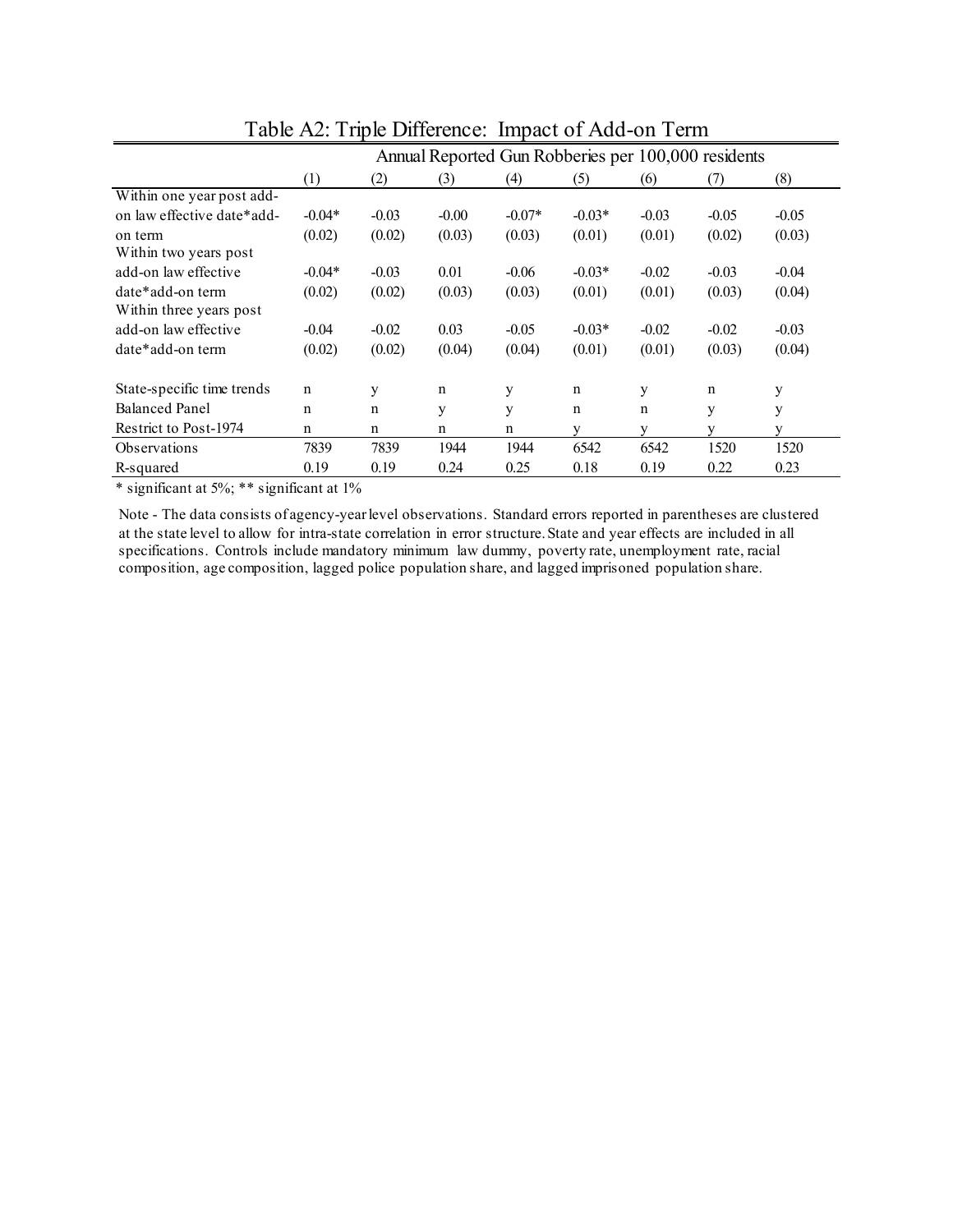## Table A2: Triple Difference: Impact of Add-on Term

| | Annual Reported Gun Robberies per 100,000 residents | | | | | | | |
|---|---|---|---|---|---|---|---|---|
| | (1) | (2) | (3) | (4) | (5) | (6) | (7) | (8) |
| Within one year post add-on law effective date*add-on term | -0.04* | -0.03 | -0.00 | -0.07* | -0.03* | -0.03 | -0.05 | -0.05 |
| | (0.02) | (0.02) | (0.03) | (0.03) | (0.01) | (0.01) | (0.02) | (0.03) |
| Within two years post add-on law effective date*add-on term | -0.04* | -0.03 | 0.01 | -0.06 | -0.03* | -0.02 | -0.03 | -0.04 |
| | (0.02) | (0.02) | (0.03) | (0.03) | (0.01) | (0.01) | (0.03) | (0.04) |
| Within three years post add-on law effective date*add-on term | -0.04 | -0.02 | 0.03 | -0.05 | -0.03* | -0.02 | -0.02 | -0.03 |
| | (0.02) | (0.02) | (0.04) | (0.04) | (0.01) | (0.01) | (0.03) | (0.04) |
| State-specific time trends | n | y | n | y | n | y | n | y |
| Balanced Panel | n | n | y | y | n | n | y | y |
| Restrict to Post-1974 | n | n | n | n | y | y | y | y |
| Observations | 7839 | 7839 | 1944 | 1944 | 6542 | 6542 | 1520 | 1520 |
| R-squared | 0.19 | 0.19 | 0.24 | 0.25 | 0.18 | 0.19 | 0.22 | 0.23 |

* significant at 5%; ** significant at 1%

Note - The data consists of agency-year level observations. Standard errors reported in parentheses are clustered at the state level to allow for intra-state correlation in error structure. State and year effects are included in all specifications. Controls include mandatory minimum law dummy, poverty rate, unemployment rate, racial composition, age composition, lagged police population share, and lagged imprisoned population share.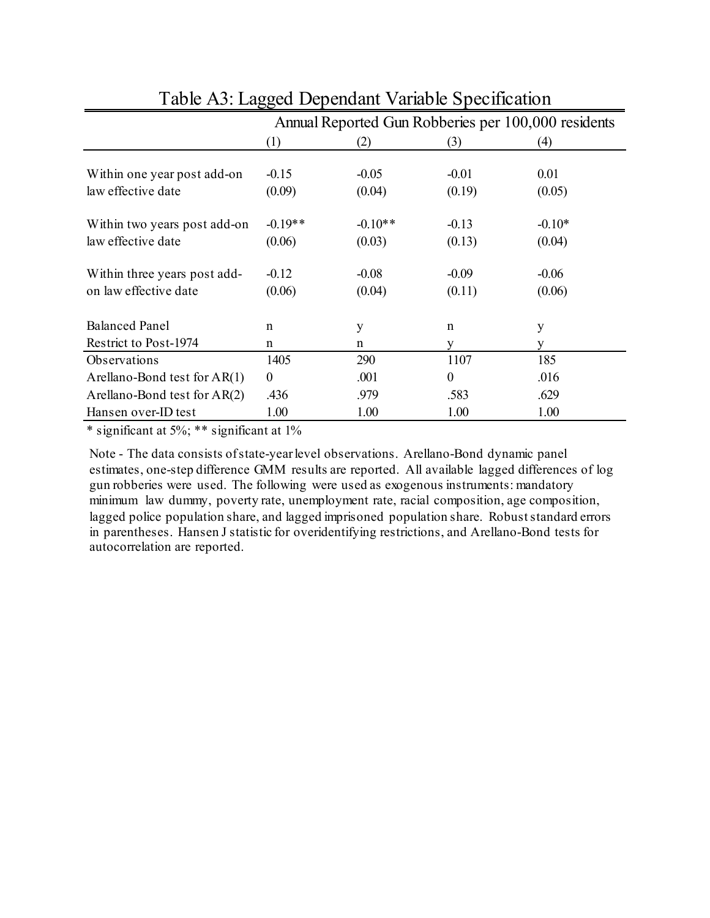## Table A3: Lagged Dependant Variable Specification

| | Annual Reported Gun Robberies per 100,000 residents | | | |
|---|---|---|---|---|
| | (1) | (2) | (3) | (4) |
| Within one year post add-on law effective date | -0.15 | -0.05 | -0.01 | 0.01 |
| | (0.09) | (0.04) | (0.19) | (0.05) |
| Within two years post add-on law effective date | -0.19** | -0.10** | -0.13 | -0.10* |
| | (0.06) | (0.03) | (0.13) | (0.04) |
| Within three years post add-on law effective date | -0.12 | -0.08 | -0.09 | -0.06 |
| | (0.06) | (0.04) | (0.11) | (0.06) |
| Balanced Panel | n | y | n | y |
| Restrict to Post-1974 | n | n | y | y |
| Observations | 1405 | 290 | 1107 | 185 |
| Arellano-Bond test for AR(1) | 0 | .001 | 0 | .016 |
| Arellano-Bond test for AR(2) | .436 | .979 | .583 | .629 |
| Hansen over-ID test | 1.00 | 1.00 | 1.00 | 1.00 |

* significant at 5%; ** significant at 1%

Note - The data consists of state-year level observations. Arellano-Bond dynamic panel estimates, one-step difference GMM results are reported. All available lagged differences of log gun robberies were used. The following were used as exogenous instruments: mandatory minimum law dummy, poverty rate, unemployment rate, racial composition, age composition, lagged police population share, and lagged imprisoned population share. Robust standard errors in parentheses. Hansen J statistic for overidentifying restrictions, and Arellano-Bond tests for autocorrelation are reported.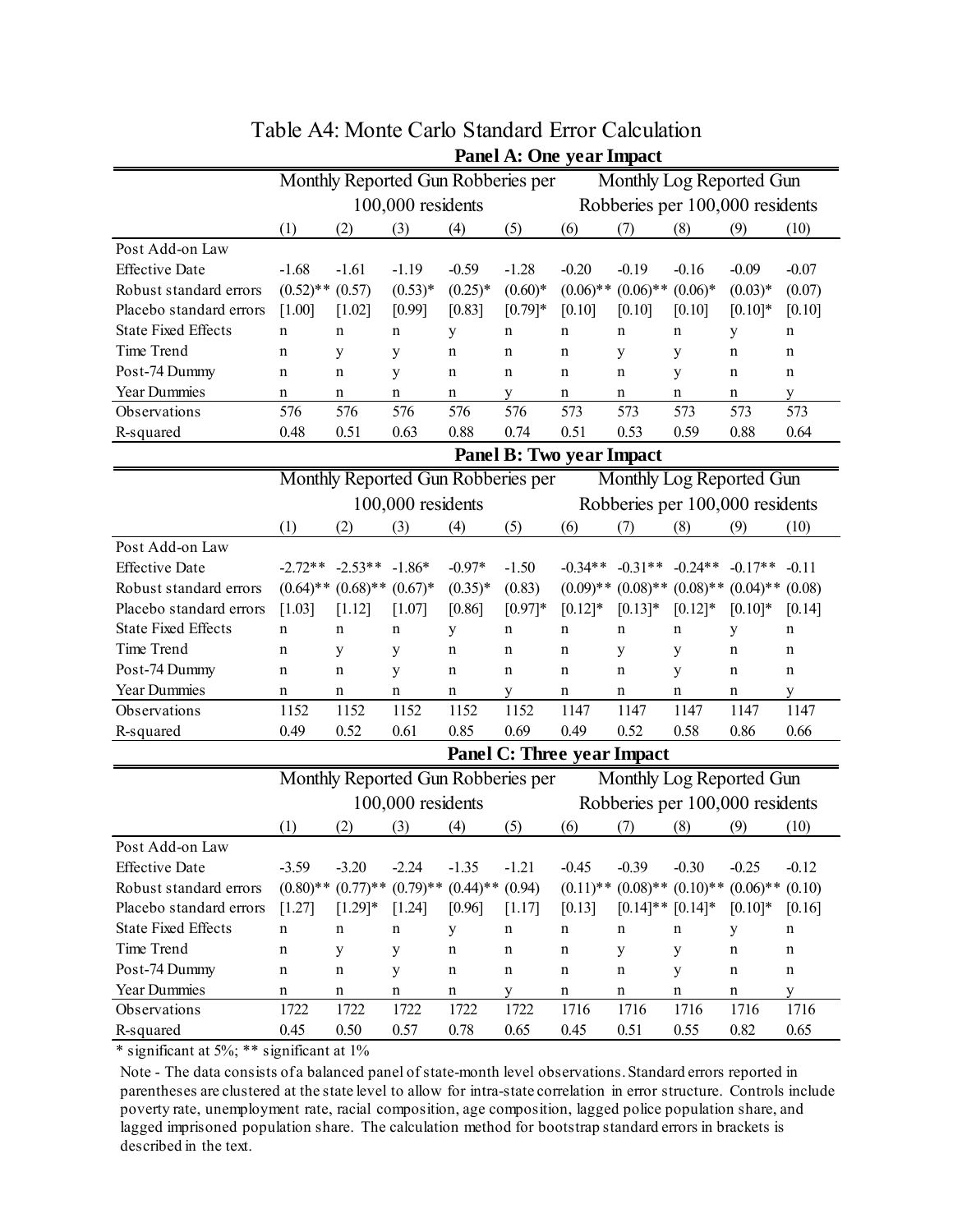# Table A4: Monte Carlo Standard Error Calculation

**Panel A: One year Impact**

| | Monthly Reported Gun Robberies per 100,000 residents | | | | | Monthly Log Reported Gun Robberies per 100,000 residents | | | | |
|---|---|---|---|---|---|---|---|---|---|---|
| | (1) | (2) | (3) | (4) | (5) | (6) | (7) | (8) | (9) | (10) |
| Post Add-on Law | | | | | | | | | | |
| Effective Date | -1.68 | -1.61 | -1.19 | -0.59 | -1.28 | -0.20 | -0.19 | -0.16 | -0.09 | -0.07 |
| Robust standard errors | (0.52)** | (0.57) | (0.53)* | (0.25)* | (0.60)* | (0.06)** | (0.06)** | (0.06)* | (0.03)* | (0.07) |
| Placebo standard errors | [1.00] | [1.02] | [0.99] | [0.83] | [0.79]* | [0.10] | [0.10] | [0.10] | [0.10]* | [0.10] |
| State Fixed Effects | n | n | n | y | n | n | n | n | y | n |
| Time Trend | n | y | y | n | n | n | y | y | n | n |
| Post-74 Dummy | n | n | y | n | n | n | n | y | n | n |
| Year Dummies | n | n | n | n | y | n | n | n | n | y |
| Observations | 576 | 576 | 576 | 576 | 576 | 573 | 573 | 573 | 573 | 573 |
| R-squared | 0.48 | 0.51 | 0.63 | 0.88 | 0.74 | 0.51 | 0.53 | 0.59 | 0.88 | 0.64 |

**Panel B: Two year Impact**

| | Monthly Reported Gun Robberies per 100,000 residents | | | | | Monthly Log Reported Gun Robberies per 100,000 residents | | | | |
|---|---|---|---|---|---|---|---|---|---|---|
| | (1) | (2) | (3) | (4) | (5) | (6) | (7) | (8) | (9) | (10) |
| Post Add-on Law | | | | | | | | | | |
| Effective Date | -2.72** | -2.53** | -1.86* | -0.97* | -1.50 | -0.34** | -0.31** | -0.24** | -0.17** | -0.11 |
| Robust standard errors | (0.64)** | (0.68)** | (0.67)* | (0.35)* | (0.83) | (0.09)** | (0.08)** | (0.08)** | (0.04)** | (0.08) |
| Placebo standard errors | [1.03] | [1.12] | [1.07] | [0.86] | [0.97]* | [0.12]* | [0.13]* | [0.12]* | [0.10]* | [0.14] |
| State Fixed Effects | n | n | n | y | n | n | n | n | y | n |
| Time Trend | n | y | y | n | n | n | y | y | n | n |
| Post-74 Dummy | n | n | y | n | n | n | n | y | n | n |
| Year Dummies | n | n | n | n | y | n | n | n | n | y |
| Observations | 1152 | 1152 | 1152 | 1152 | 1152 | 1147 | 1147 | 1147 | 1147 | 1147 |
| R-squared | 0.49 | 0.52 | 0.61 | 0.85 | 0.69 | 0.49 | 0.52 | 0.58 | 0.86 | 0.66 |

**Panel C: Three year Impact**

| | Monthly Reported Gun Robberies per 100,000 residents | | | | | Monthly Log Reported Gun Robberies per 100,000 residents | | | | |
|---|---|---|---|---|---|---|---|---|---|---|
| | (1) | (2) | (3) | (4) | (5) | (6) | (7) | (8) | (9) | (10) |
| Post Add-on Law | | | | | | | | | | |
| Effective Date | -3.59 | -3.20 | -2.24 | -1.35 | -1.21 | -0.45 | -0.39 | -0.30 | -0.25 | -0.12 |
| Robust standard errors | (0.80)** | (0.77)** | (0.79)** | (0.44)** | (0.94) | (0.11)** | (0.08)** | (0.10)** | (0.06)** | (0.10) |
| Placebo standard errors | [1.27] | [1.29]* | [1.24] | [0.96] | [1.17] | [0.13] | [0.14]** | [0.14]* | [0.10]* | [0.16] |
| State Fixed Effects | n | n | n | y | n | n | n | n | y | n |
| Time Trend | n | y | y | n | n | n | y | y | n | n |
| Post-74 Dummy | n | n | y | n | n | n | n | y | n | n |
| Year Dummies | n | n | n | n | y | n | n | n | n | y |
| Observations | 1722 | 1722 | 1722 | 1722 | 1722 | 1716 | 1716 | 1716 | 1716 | 1716 |
| R-squared | 0.45 | 0.50 | 0.57 | 0.78 | 0.65 | 0.45 | 0.51 | 0.55 | 0.82 | 0.65 |

* significant at 5%; ** significant at 1%

Note - The data consists of a balanced panel of state-month level observations. Standard errors reported in parentheses are clustered at the state level to allow for intra-state correlation in error structure. Controls include poverty rate, unemployment rate, racial composition, age composition, lagged police population share, and lagged imprisoned population share. The calculation method for bootstrap standard errors in brackets is described in the text.